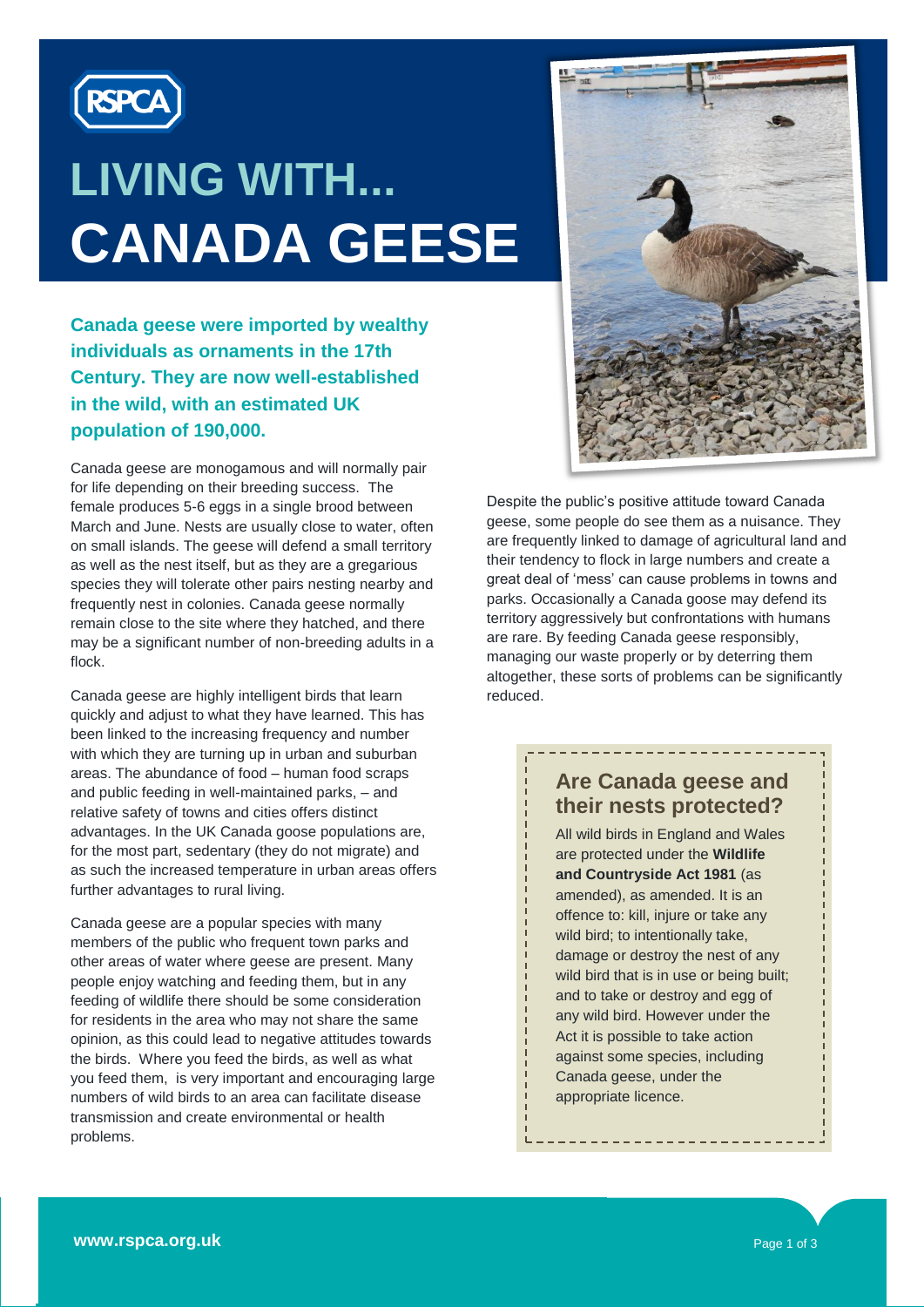RSPCA

# LIVING WITH... CANADA GEESE

**Canada geese were imported by wealthy individuals as ornaments in the 17th Century. They are now well-established in the wild, with an estimated UK population of 190,000.**

Canada geese are monogamous and will normally pair for life depending on their breeding success. The female produces 5-6 eggs in a single brood between March and June. Nests are usually close to water, often on small islands. The geese will defend a small territory as well as the nest itself, but as they are a gregarious species they will tolerate other pairs nesting nearby and frequently nest in colonies. Canada geese normally remain close to the site where they hatched, and there may be a significant number of non-breeding adults in a flock.

Canada geese are highly intelligent birds that learn quickly and adjust to what they have learned. This has been linked to the increasing frequency and number with which they are turning up in urban and suburban areas. The abundance of food – human food scraps and public feeding in well-maintained parks, – and relative safety of towns and cities offers distinct advantages. In the UK Canada goose populations are, for the most part, sedentary (they do not migrate) and as such the increased temperature in urban areas offers further advantages to rural living.

Canada geese are a popular species with many members of the public who frequent town parks and other areas of water where geese are present. Many people enjoy watching and feeding them, but in any feeding of wildlife there should be some consideration for residents in the area who may not share the same opinion, as this could lead to negative attitudes towards the birds. Where you feed the birds, as well as what you feed them, is very important and encouraging large numbers of wild birds to an area can facilitate disease transmission and create environmental or health problems.

Despite the public's positive attitude toward Canada geese, some people do see them as a nuisance. They are frequently linked to damage of agricultural land and their tendency to flock in large numbers and create a great deal of 'mess' can cause problems in towns and parks. Occasionally a Canada goose may defend its territory aggressively but confrontations with humans are rare. By feeding Canada geese responsibly, managing our waste properly or by deterring them altogether, these sorts of problems can be significantly reduced.

## Are Canada geese and their nests protected?

All wild birds in England and Wales are protected under the **Wildlife and Countryside Act 1981** (as amended), as amended. It is an offence to: kill, injure or take any wild bird; to intentionally take, damage or destroy the nest of any wild bird that is in use or being built; and to take or destroy and egg of any wild bird. However under the Act it is possible to take action against some species, including Canada geese, under the appropriate licence.

**www.rspca.org.uk**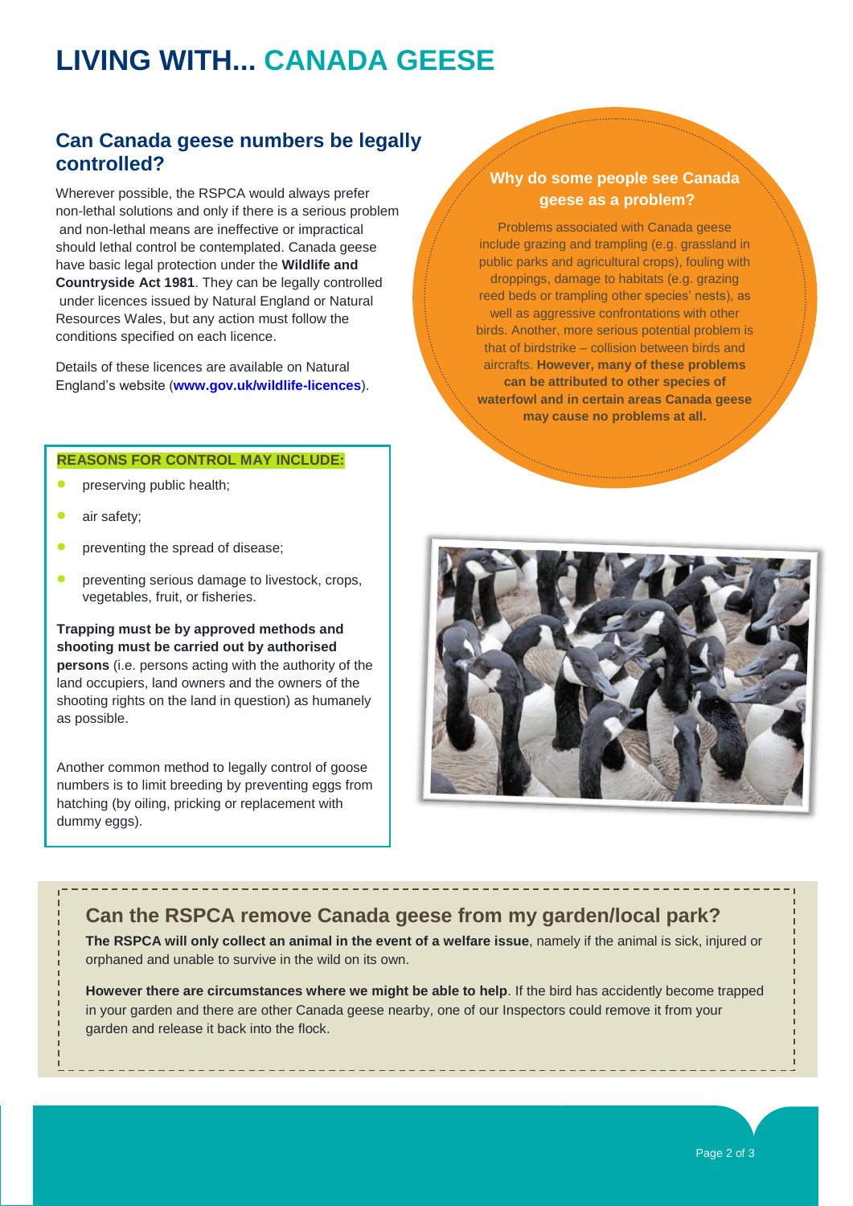# LIVING WITH... CANADA GEESE

## Can Canada geese numbers be legally controlled?

Wherever possible, the RSPCA would always prefer non-lethal solutions and only if there is a serious problem and non-lethal means are ineffective or impractical should lethal control be contemplated. Canada geese have basic legal protection under the **Wildlife and Countryside Act 1981**. They can be legally controlled under licences issued by Natural England or Natural Resources Wales, but any action must follow the conditions specified on each licence.

Details of these licences are available on Natural England's website (**www.gov.uk/wildlife-licences**).

### Why do some people see Canada geese as a problem?

Problems associated with Canada geese include grazing and trampling (e.g. grassland in public parks and agricultural crops), fouling with droppings, damage to habitats (e.g. grazing reed beds or trampling other species' nests), as well as aggressive confrontations with other birds. Another, more serious potential problem is that of birdstrike – collision between birds and aircrafts. **However, many of these problems can be attributed to other species of waterfowl and in certain areas Canada geese may cause no problems at all.**

**REASONS FOR CONTROL MAY INCLUDE:**

- preserving public health;
- air safety;
- preventing the spread of disease;
- preventing serious damage to livestock, crops, vegetables, fruit, or fisheries.

**Trapping must be by approved methods and shooting must be carried out by authorised persons** (i.e. persons acting with the authority of the land occupiers, land owners and the owners of the shooting rights on the land in question) as humanely as possible.

Another common method to legally control of goose numbers is to limit breeding by preventing eggs from hatching (by oiling, pricking or replacement with dummy eggs).

## Can the RSPCA remove Canada geese from my garden/local park?

**The RSPCA will only collect an animal in the event of a welfare issue**, namely if the animal is sick, injured or orphaned and unable to survive in the wild on its own.

**However there are circumstances where we might be able to help**. If the bird has accidently become trapped in your garden and there are other Canada geese nearby, one of our Inspectors could remove it from your garden and release it back into the flock.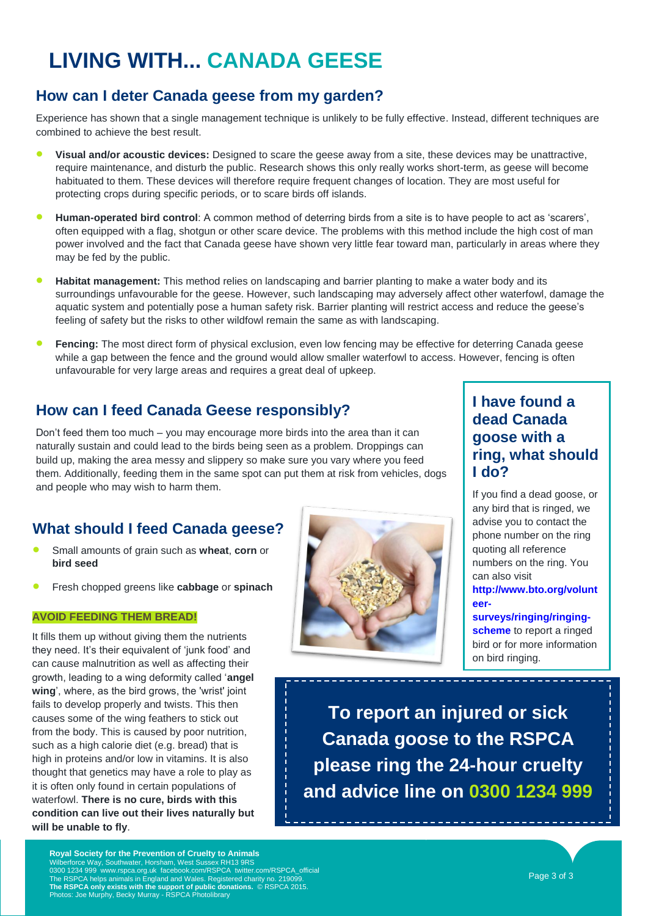# LIVING WITH... CANADA GEESE

## How can I deter Canada geese from my garden?

Experience has shown that a single management technique is unlikely to be fully effective. Instead, different techniques are combined to achieve the best result.

- **Visual and/or acoustic devices:** Designed to scare the geese away from a site, these devices may be unattractive, require maintenance, and disturb the public. Research shows this only really works short-term, as geese will become habituated to them. These devices will therefore require frequent changes of location. They are most useful for protecting crops during specific periods, or to scare birds off islands.
- **Human-operated bird control**: A common method of deterring birds from a site is to have people to act as 'scarers', often equipped with a flag, shotgun or other scare device. The problems with this method include the high cost of man power involved and the fact that Canada geese have shown very little fear toward man, particularly in areas where they may be fed by the public.
- **Habitat management:** This method relies on landscaping and barrier planting to make a water body and its surroundings unfavourable for the geese. However, such landscaping may adversely affect other waterfowl, damage the aquatic system and potentially pose a human safety risk. Barrier planting will restrict access and reduce the geese's feeling of safety but the risks to other wildfowl remain the same as with landscaping.
- **Fencing:** The most direct form of physical exclusion, even low fencing may be effective for deterring Canada geese while a gap between the fence and the ground would allow smaller waterfowl to access. However, fencing is often unfavourable for very large areas and requires a great deal of upkeep.

## How can I feed Canada Geese responsibly?

Don't feed them too much – you may encourage more birds into the area than it can naturally sustain and could lead to the birds being seen as a problem. Droppings can build up, making the area messy and slippery so make sure you vary where you feed them. Additionally, feeding them in the same spot can put them at risk from vehicles, dogs and people who may wish to harm them.

## What should I feed Canada geese?

- Small amounts of grain such as **wheat**, **corn** or **bird seed**
- Fresh chopped greens like **cabbage** or **spinach**

**AVOID FEEDING THEM BREAD!**

It fills them up without giving them the nutrients they need. It's their equivalent of 'junk food' and can cause malnutrition as well as affecting their growth, leading to a wing deformity called '**angel wing**', where, as the bird grows, the 'wrist' joint fails to develop properly and twists. This then causes some of the wing feathers to stick out from the body. This is caused by poor nutrition, such as a high calorie diet (e.g. bread) that is high in proteins and/or low in vitamins. It is also thought that genetics may have a role to play as it is often only found in certain populations of waterfowl. **There is no cure, birds with this condition can live out their lives naturally but will be unable to fly**.

## I have found a dead Canada goose with a ring, what should I do?

If you find a dead goose, or any bird that is ringed, we advise you to contact the phone number on the ring quoting all reference numbers on the ring. You can also visit **http://www.bto.org/volunteer-surveys/ringing/ringing-scheme** to report a ringed bird or for more information on bird ringing.

**To report an injured or sick Canada goose to the RSPCA please ring the 24-hour cruelty and advice line on 0300 1234 999**

**Royal Society for the Prevention of Cruelty to Animals**
Wilberforce Way, Southwater, Horsham, West Sussex RH13 9RS
0300 1234 999 www.rspca.org.uk facebook.com/RSPCA twitter.com/RSPCA_official
The RSPCA helps animals in England and Wales. Registered charity no. 219099.
**The RSPCA only exists with the support of public donations.** © RSPCA 2015.
Photos: Joe Murphy, Becky Murray - RSPCA Photolibrary